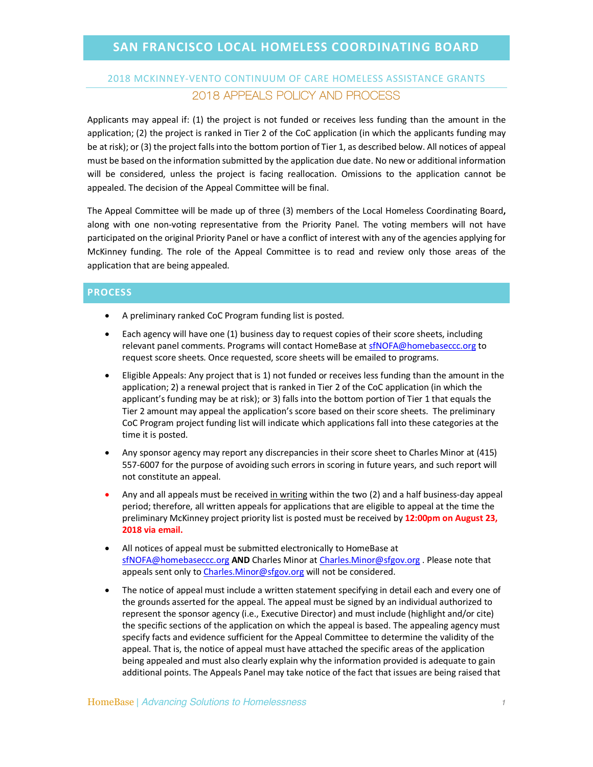# SAN FRANCISCO LOCAL HOMELESS COORDINATING BOARD

## 2018 MCKINNEY-VENTO CONTINUUM OF CARE HOMELESS ASSISTANCE GRANTS

## 2018 APPEALS POLICY AND PROCESS

Applicants may appeal if: (1) the project is not funded or receives less funding than the amount in the application; (2) the project is ranked in Tier 2 of the CoC application (in which the applicants funding may be at risk); or (3) the project falls into the bottom portion of Tier 1, as described below. All notices of appeal must be based on the information submitted by the application due date. No new or additional information will be considered, unless the project is facing reallocation. Omissions to the application cannot be appealed. The decision of the Appeal Committee will be final.

The Appeal Committee will be made up of three (3) members of the Local Homeless Coordinating Board**,** along with one non-voting representative from the Priority Panel. The voting members will not have participated on the original Priority Panel or have a conflict of interest with any of the agencies applying for McKinney funding. The role of the Appeal Committee is to read and review only those areas of the application that are being appealed.

## PROCESS

- A preliminary ranked CoC Program funding list is posted.
- Each agency will have one (1) business day to request copies of their score sheets, including relevant panel comments. Programs will contact HomeBase at sfNOFA@homebaseccc.org to request score sheets. Once requested, score sheets will be emailed to programs.
- Eligible Appeals: Any project that is 1) not funded or receives less funding than the amount in the application; 2) a renewal project that is ranked in Tier 2 of the CoC application (in which the applicant's funding may be at risk); or 3) falls into the bottom portion of Tier 1 that equals the Tier 2 amount may appeal the application's score based on their score sheets. The preliminary CoC Program project funding list will indicate which applications fall into these categories at the time it is posted.
- Any sponsor agency may report any discrepancies in their score sheet to Charles Minor at (415) 557-6007 for the purpose of avoiding such errors in scoring in future years, and such report will not constitute an appeal.
- Any and all appeals must be received in writing within the two (2) and a half business-day appeal period; therefore, all written appeals for applications that are eligible to appeal at the time the preliminary McKinney project priority list is posted must be received by **12:00pm on August 23, 2018 via email.**
- All notices of appeal must be submitted electronically to HomeBase at sfNOFA@homebaseccc.org **AND** Charles Minor at Charles.Minor@sfgov.org . Please note that appeals sent only to Charles.Minor@sfgov.org will not be considered.
- The notice of appeal must include a written statement specifying in detail each and every one of the grounds asserted for the appeal. The appeal must be signed by an individual authorized to represent the sponsor agency (i.e., Executive Director) and must include (highlight and/or cite) the specific sections of the application on which the appeal is based. The appealing agency must specify facts and evidence sufficient for the Appeal Committee to determine the validity of the appeal. That is, the notice of appeal must have attached the specific areas of the application being appealed and must also clearly explain why the information provided is adequate to gain additional points. The Appeals Panel may take notice of the fact that issues are being raised that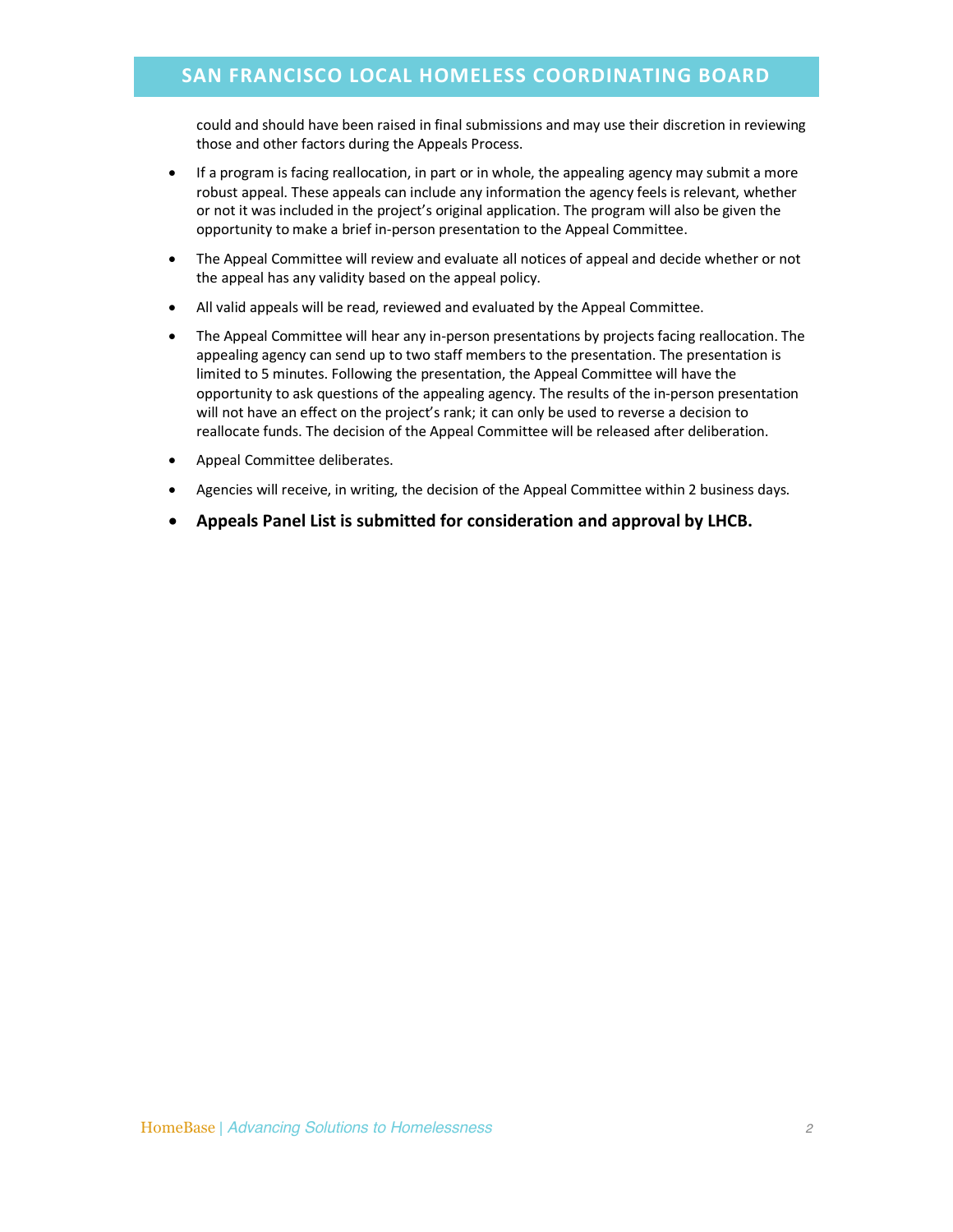could and should have been raised in final submissions and may use their discretion in reviewing those and other factors during the Appeals Process.

- If a program is facing reallocation, in part or in whole, the appealing agency may submit a more robust appeal. These appeals can include any information the agency feels is relevant, whether or not it was included in the project's original application. The program will also be given the opportunity to make a brief in-person presentation to the Appeal Committee.
- The Appeal Committee will review and evaluate all notices of appeal and decide whether or not the appeal has any validity based on the appeal policy.
- All valid appeals will be read, reviewed and evaluated by the Appeal Committee.
- The Appeal Committee will hear any in-person presentations by projects facing reallocation. The appealing agency can send up to two staff members to the presentation. The presentation is limited to 5 minutes. Following the presentation, the Appeal Committee will have the opportunity to ask questions of the appealing agency. The results of the in-person presentation will not have an effect on the project's rank; it can only be used to reverse a decision to reallocate funds. The decision of the Appeal Committee will be released after deliberation.
- Appeal Committee deliberates.
- Agencies will receive, in writing, the decision of the Appeal Committee within 2 business days.
- **Appeals Panel List is submitted for consideration and approval by LHCB.**